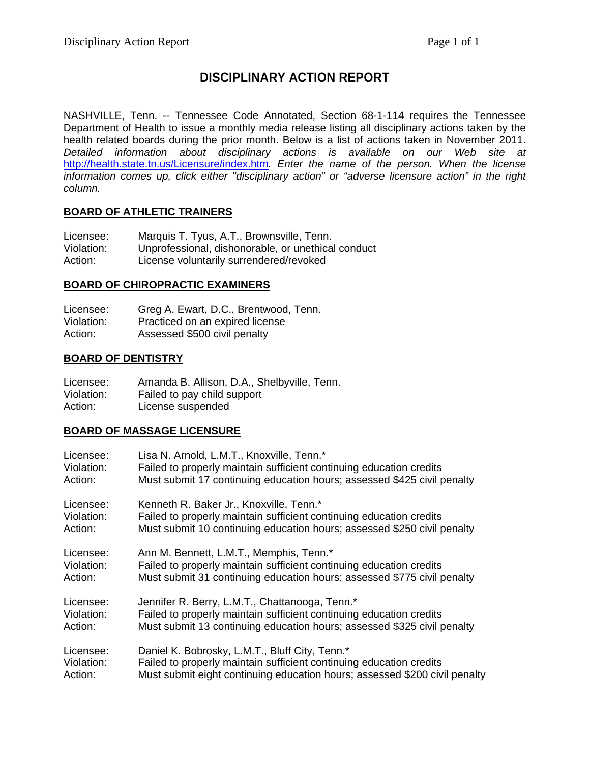# DISCIPLINARY ACTION REPORT

NASHVILLE, Tenn. -- Tennessee Code Annotated, Section 68-1-114 requires the Tennessee Department of Health to issue a monthly media release listing all disciplinary actions taken by the health related boards during the prior month. Below is a list of actions taken in November 2011. *Detailed information about disciplinary actions is available on our Web site at* http://health.state.tn.us/Licensure/index.htm*. Enter the name of the person. When the license information comes up, click either "disciplinary action" or "adverse licensure action" in the right column.*

## BOARD OF ATHLETIC TRAINERS

Licensee: Marquis T. Tyus, A.T., Brownsville, Tenn.
Violation: Unprofessional, dishonorable, or unethical conduct
Action: License voluntarily surrendered/revoked

## BOARD OF CHIROPRACTIC EXAMINERS

Licensee: Greg A. Ewart, D.C., Brentwood, Tenn.
Violation: Practiced on an expired license
Action: Assessed $500 civil penalty

## BOARD OF DENTISTRY

Licensee: Amanda B. Allison, D.A., Shelbyville, Tenn.
Violation: Failed to pay child support
Action: License suspended

## BOARD OF MASSAGE LICENSURE

Licensee: Lisa N. Arnold, L.M.T., Knoxville, Tenn.*
Violation: Failed to properly maintain sufficient continuing education credits
Action: Must submit 17 continuing education hours; assessed $425 civil penalty

Licensee: Kenneth R. Baker Jr., Knoxville, Tenn.*
Violation: Failed to properly maintain sufficient continuing education credits
Action: Must submit 10 continuing education hours; assessed $250 civil penalty

Licensee: Ann M. Bennett, L.M.T., Memphis, Tenn.*
Violation: Failed to properly maintain sufficient continuing education credits
Action: Must submit 31 continuing education hours; assessed $775 civil penalty

Licensee: Jennifer R. Berry, L.M.T., Chattanooga, Tenn.*
Violation: Failed to properly maintain sufficient continuing education credits
Action: Must submit 13 continuing education hours; assessed $325 civil penalty

Licensee: Daniel K. Bobrosky, L.M.T., Bluff City, Tenn.*
Violation: Failed to properly maintain sufficient continuing education credits
Action: Must submit eight continuing education hours; assessed $200 civil penalty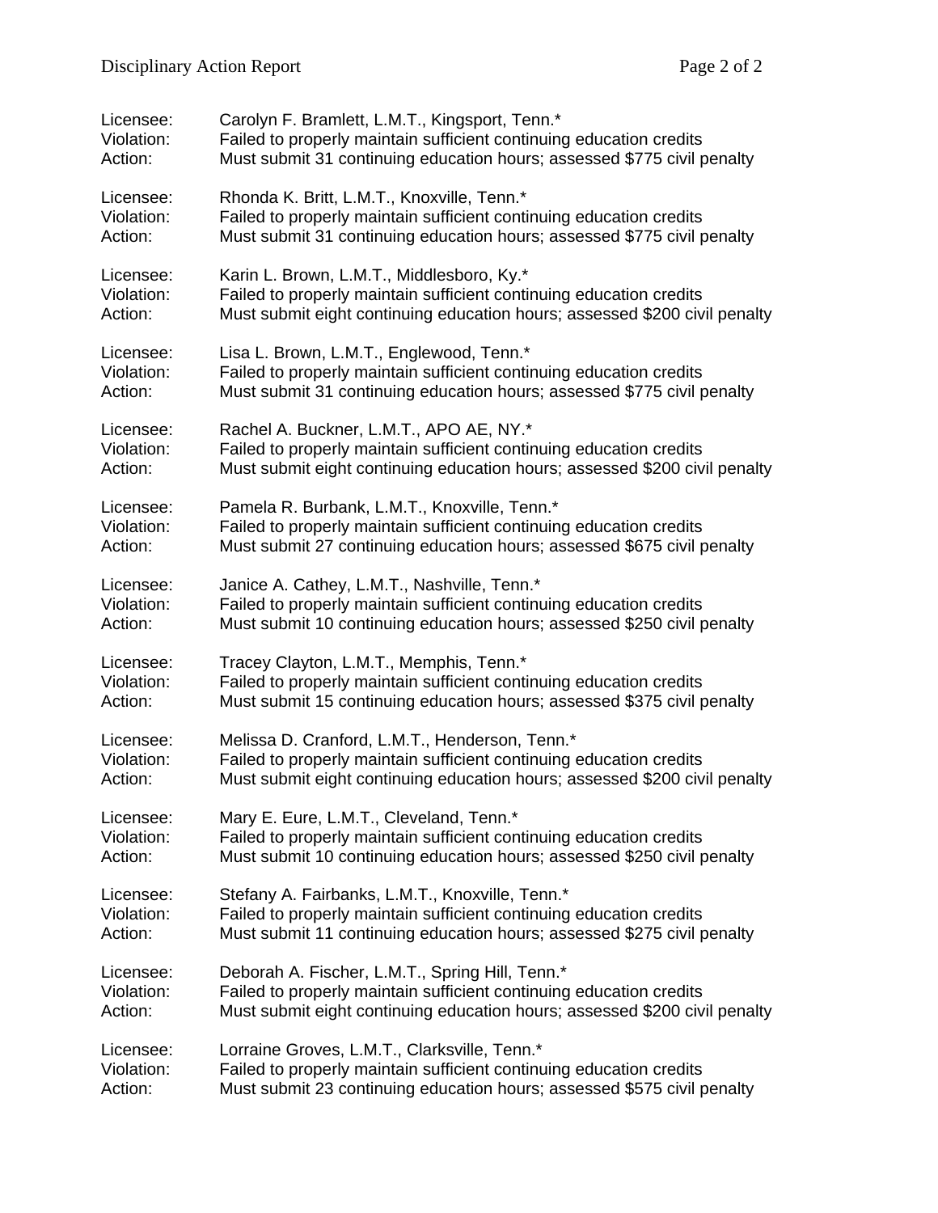Licensee: Carolyn F. Bramlett, L.M.T., Kingsport, Tenn.*
Violation: Failed to properly maintain sufficient continuing education credits
Action: Must submit 31 continuing education hours; assessed $775 civil penalty

Licensee: Rhonda K. Britt, L.M.T., Knoxville, Tenn.*
Violation: Failed to properly maintain sufficient continuing education credits
Action: Must submit 31 continuing education hours; assessed $775 civil penalty

Licensee: Karin L. Brown, L.M.T., Middlesboro, Ky.*
Violation: Failed to properly maintain sufficient continuing education credits
Action: Must submit eight continuing education hours; assessed $200 civil penalty

Licensee: Lisa L. Brown, L.M.T., Englewood, Tenn.*
Violation: Failed to properly maintain sufficient continuing education credits
Action: Must submit 31 continuing education hours; assessed $775 civil penalty

Licensee: Rachel A. Buckner, L.M.T., APO AE, NY.*
Violation: Failed to properly maintain sufficient continuing education credits
Action: Must submit eight continuing education hours; assessed $200 civil penalty

Licensee: Pamela R. Burbank, L.M.T., Knoxville, Tenn.*
Violation: Failed to properly maintain sufficient continuing education credits
Action: Must submit 27 continuing education hours; assessed $675 civil penalty

Licensee: Janice A. Cathey, L.M.T., Nashville, Tenn.*
Violation: Failed to properly maintain sufficient continuing education credits
Action: Must submit 10 continuing education hours; assessed $250 civil penalty

Licensee: Tracey Clayton, L.M.T., Memphis, Tenn.*
Violation: Failed to properly maintain sufficient continuing education credits
Action: Must submit 15 continuing education hours; assessed $375 civil penalty

Licensee: Melissa D. Cranford, L.M.T., Henderson, Tenn.*
Violation: Failed to properly maintain sufficient continuing education credits
Action: Must submit eight continuing education hours; assessed $200 civil penalty

Licensee: Mary E. Eure, L.M.T., Cleveland, Tenn.*
Violation: Failed to properly maintain sufficient continuing education credits
Action: Must submit 10 continuing education hours; assessed $250 civil penalty

Licensee: Stefany A. Fairbanks, L.M.T., Knoxville, Tenn.*
Violation: Failed to properly maintain sufficient continuing education credits
Action: Must submit 11 continuing education hours; assessed $275 civil penalty

Licensee: Deborah A. Fischer, L.M.T., Spring Hill, Tenn.*
Violation: Failed to properly maintain sufficient continuing education credits
Action: Must submit eight continuing education hours; assessed $200 civil penalty

Licensee: Lorraine Groves, L.M.T., Clarksville, Tenn.*
Violation: Failed to properly maintain sufficient continuing education credits
Action: Must submit 23 continuing education hours; assessed $575 civil penalty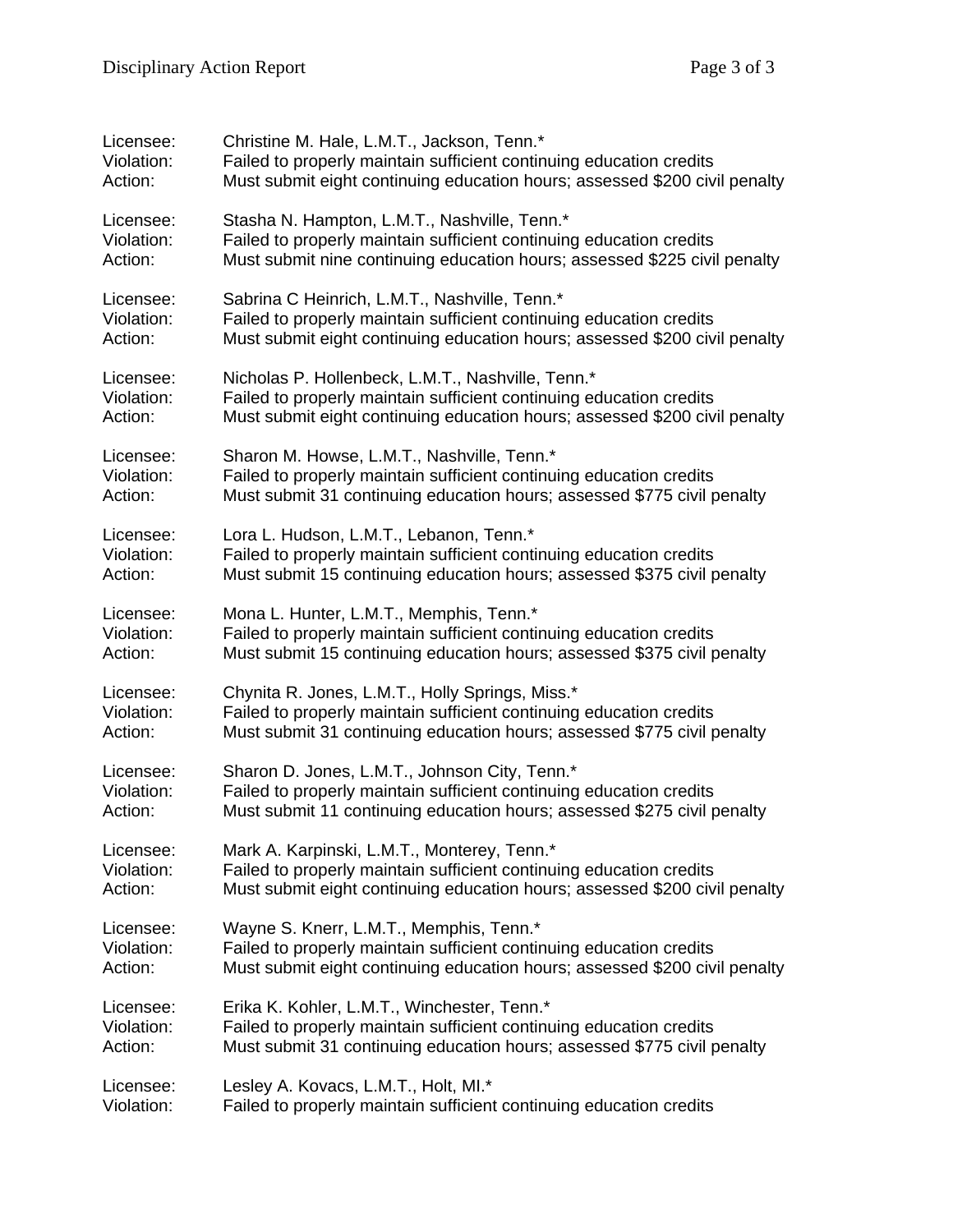Licensee: Christine M. Hale, L.M.T., Jackson, Tenn.*
Violation: Failed to properly maintain sufficient continuing education credits
Action: Must submit eight continuing education hours; assessed $200 civil penalty

Licensee: Stasha N. Hampton, L.M.T., Nashville, Tenn.*
Violation: Failed to properly maintain sufficient continuing education credits
Action: Must submit nine continuing education hours; assessed $225 civil penalty

Licensee: Sabrina C Heinrich, L.M.T., Nashville, Tenn.*
Violation: Failed to properly maintain sufficient continuing education credits
Action: Must submit eight continuing education hours; assessed $200 civil penalty

Licensee: Nicholas P. Hollenbeck, L.M.T., Nashville, Tenn.*
Violation: Failed to properly maintain sufficient continuing education credits
Action: Must submit eight continuing education hours; assessed $200 civil penalty

Licensee: Sharon M. Howse, L.M.T., Nashville, Tenn.*
Violation: Failed to properly maintain sufficient continuing education credits
Action: Must submit 31 continuing education hours; assessed $775 civil penalty

Licensee: Lora L. Hudson, L.M.T., Lebanon, Tenn.*
Violation: Failed to properly maintain sufficient continuing education credits
Action: Must submit 15 continuing education hours; assessed $375 civil penalty

Licensee: Mona L. Hunter, L.M.T., Memphis, Tenn.*
Violation: Failed to properly maintain sufficient continuing education credits
Action: Must submit 15 continuing education hours; assessed $375 civil penalty

Licensee: Chynita R. Jones, L.M.T., Holly Springs, Miss.*
Violation: Failed to properly maintain sufficient continuing education credits
Action: Must submit 31 continuing education hours; assessed $775 civil penalty

Licensee: Sharon D. Jones, L.M.T., Johnson City, Tenn.*
Violation: Failed to properly maintain sufficient continuing education credits
Action: Must submit 11 continuing education hours; assessed $275 civil penalty

Licensee: Mark A. Karpinski, L.M.T., Monterey, Tenn.*
Violation: Failed to properly maintain sufficient continuing education credits
Action: Must submit eight continuing education hours; assessed $200 civil penalty

Licensee: Wayne S. Knerr, L.M.T., Memphis, Tenn.*
Violation: Failed to properly maintain sufficient continuing education credits
Action: Must submit eight continuing education hours; assessed $200 civil penalty

Licensee: Erika K. Kohler, L.M.T., Winchester, Tenn.*
Violation: Failed to properly maintain sufficient continuing education credits
Action: Must submit 31 continuing education hours; assessed $775 civil penalty

Licensee: Lesley A. Kovacs, L.M.T., Holt, MI.*
Violation: Failed to properly maintain sufficient continuing education credits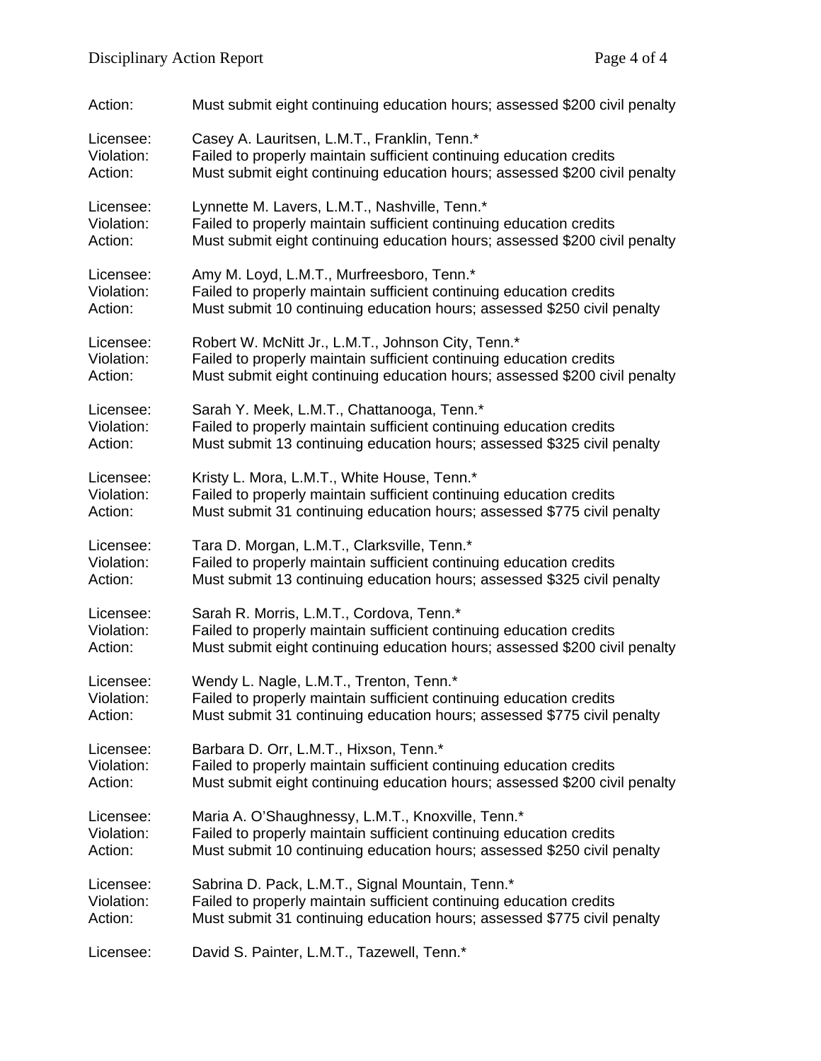Action: Must submit eight continuing education hours; assessed $200 civil penalty

Licensee: Casey A. Lauritsen, L.M.T., Franklin, Tenn.*
Violation: Failed to properly maintain sufficient continuing education credits
Action: Must submit eight continuing education hours; assessed $200 civil penalty

Licensee: Lynnette M. Lavers, L.M.T., Nashville, Tenn.*
Violation: Failed to properly maintain sufficient continuing education credits
Action: Must submit eight continuing education hours; assessed $200 civil penalty

Licensee: Amy M. Loyd, L.M.T., Murfreesboro, Tenn.*
Violation: Failed to properly maintain sufficient continuing education credits
Action: Must submit 10 continuing education hours; assessed $250 civil penalty

Licensee: Robert W. McNitt Jr., L.M.T., Johnson City, Tenn.*
Violation: Failed to properly maintain sufficient continuing education credits
Action: Must submit eight continuing education hours; assessed $200 civil penalty

Licensee: Sarah Y. Meek, L.M.T., Chattanooga, Tenn.*
Violation: Failed to properly maintain sufficient continuing education credits
Action: Must submit 13 continuing education hours; assessed $325 civil penalty

Licensee: Kristy L. Mora, L.M.T., White House, Tenn.*
Violation: Failed to properly maintain sufficient continuing education credits
Action: Must submit 31 continuing education hours; assessed $775 civil penalty

Licensee: Tara D. Morgan, L.M.T., Clarksville, Tenn.*
Violation: Failed to properly maintain sufficient continuing education credits
Action: Must submit 13 continuing education hours; assessed $325 civil penalty

Licensee: Sarah R. Morris, L.M.T., Cordova, Tenn.*
Violation: Failed to properly maintain sufficient continuing education credits
Action: Must submit eight continuing education hours; assessed $200 civil penalty

Licensee: Wendy L. Nagle, L.M.T., Trenton, Tenn.*
Violation: Failed to properly maintain sufficient continuing education credits
Action: Must submit 31 continuing education hours; assessed $775 civil penalty

Licensee: Barbara D. Orr, L.M.T., Hixson, Tenn.*
Violation: Failed to properly maintain sufficient continuing education credits
Action: Must submit eight continuing education hours; assessed $200 civil penalty

Licensee: Maria A. O'Shaughnessy, L.M.T., Knoxville, Tenn.*
Violation: Failed to properly maintain sufficient continuing education credits
Action: Must submit 10 continuing education hours; assessed $250 civil penalty

Licensee: Sabrina D. Pack, L.M.T., Signal Mountain, Tenn.*
Violation: Failed to properly maintain sufficient continuing education credits
Action: Must submit 31 continuing education hours; assessed $775 civil penalty

Licensee: David S. Painter, L.M.T., Tazewell, Tenn.*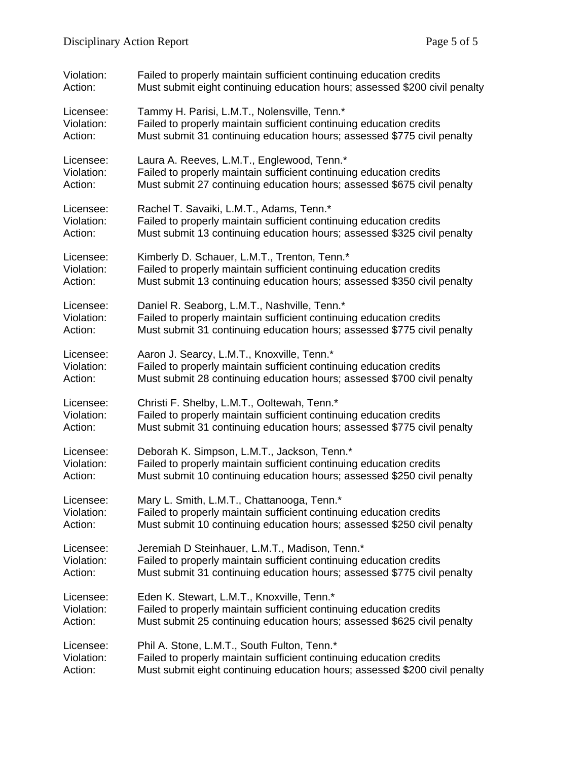Violation: Failed to properly maintain sufficient continuing education credits
Action: Must submit eight continuing education hours; assessed $200 civil penalty

Licensee: Tammy H. Parisi, L.M.T., Nolensville, Tenn.*
Violation: Failed to properly maintain sufficient continuing education credits
Action: Must submit 31 continuing education hours; assessed $775 civil penalty

Licensee: Laura A. Reeves, L.M.T., Englewood, Tenn.*
Violation: Failed to properly maintain sufficient continuing education credits
Action: Must submit 27 continuing education hours; assessed $675 civil penalty

Licensee: Rachel T. Savaiki, L.M.T., Adams, Tenn.*
Violation: Failed to properly maintain sufficient continuing education credits
Action: Must submit 13 continuing education hours; assessed $325 civil penalty

Licensee: Kimberly D. Schauer, L.M.T., Trenton, Tenn.*
Violation: Failed to properly maintain sufficient continuing education credits
Action: Must submit 13 continuing education hours; assessed $350 civil penalty

Licensee: Daniel R. Seaborg, L.M.T., Nashville, Tenn.*
Violation: Failed to properly maintain sufficient continuing education credits
Action: Must submit 31 continuing education hours; assessed $775 civil penalty

Licensee: Aaron J. Searcy, L.M.T., Knoxville, Tenn.*
Violation: Failed to properly maintain sufficient continuing education credits
Action: Must submit 28 continuing education hours; assessed $700 civil penalty

Licensee: Christi F. Shelby, L.M.T., Ooltewah, Tenn.*
Violation: Failed to properly maintain sufficient continuing education credits
Action: Must submit 31 continuing education hours; assessed $775 civil penalty

Licensee: Deborah K. Simpson, L.M.T., Jackson, Tenn.*
Violation: Failed to properly maintain sufficient continuing education credits
Action: Must submit 10 continuing education hours; assessed $250 civil penalty

Licensee: Mary L. Smith, L.M.T., Chattanooga, Tenn.*
Violation: Failed to properly maintain sufficient continuing education credits
Action: Must submit 10 continuing education hours; assessed $250 civil penalty

Licensee: Jeremiah D Steinhauer, L.M.T., Madison, Tenn.*
Violation: Failed to properly maintain sufficient continuing education credits
Action: Must submit 31 continuing education hours; assessed $775 civil penalty

Licensee: Eden K. Stewart, L.M.T., Knoxville, Tenn.*
Violation: Failed to properly maintain sufficient continuing education credits
Action: Must submit 25 continuing education hours; assessed $625 civil penalty

Licensee: Phil A. Stone, L.M.T., South Fulton, Tenn.*
Violation: Failed to properly maintain sufficient continuing education credits
Action: Must submit eight continuing education hours; assessed $200 civil penalty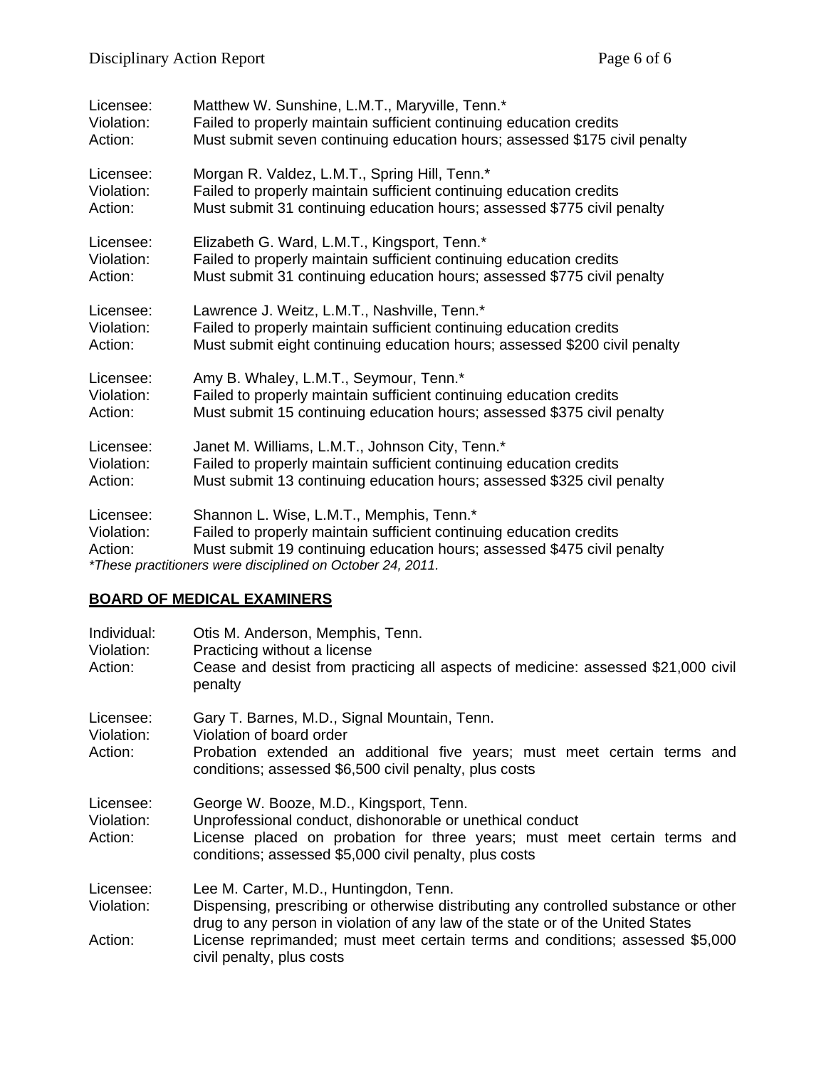Licensee: Matthew W. Sunshine, L.M.T., Maryville, Tenn.*
Violation: Failed to properly maintain sufficient continuing education credits
Action: Must submit seven continuing education hours; assessed $175 civil penalty

Licensee: Morgan R. Valdez, L.M.T., Spring Hill, Tenn.*
Violation: Failed to properly maintain sufficient continuing education credits
Action: Must submit 31 continuing education hours; assessed $775 civil penalty

Licensee: Elizabeth G. Ward, L.M.T., Kingsport, Tenn.*
Violation: Failed to properly maintain sufficient continuing education credits
Action: Must submit 31 continuing education hours; assessed $775 civil penalty

Licensee: Lawrence J. Weitz, L.M.T., Nashville, Tenn.*
Violation: Failed to properly maintain sufficient continuing education credits
Action: Must submit eight continuing education hours; assessed $200 civil penalty

Licensee: Amy B. Whaley, L.M.T., Seymour, Tenn.*
Violation: Failed to properly maintain sufficient continuing education credits
Action: Must submit 15 continuing education hours; assessed $375 civil penalty

Licensee: Janet M. Williams, L.M.T., Johnson City, Tenn.*
Violation: Failed to properly maintain sufficient continuing education credits
Action: Must submit 13 continuing education hours; assessed $325 civil penalty

Licensee: Shannon L. Wise, L.M.T., Memphis, Tenn.*
Violation: Failed to properly maintain sufficient continuing education credits
Action: Must submit 19 continuing education hours; assessed $475 civil penalty

*\*These practitioners were disciplined on October 24, 2011.*

## BOARD OF MEDICAL EXAMINERS

Individual: Otis M. Anderson, Memphis, Tenn.
Violation: Practicing without a license
Action: Cease and desist from practicing all aspects of medicine: assessed $21,000 civil penalty

Licensee: Gary T. Barnes, M.D., Signal Mountain, Tenn.
Violation: Violation of board order
Action: Probation extended an additional five years; must meet certain terms and conditions; assessed $6,500 civil penalty, plus costs

Licensee: George W. Booze, M.D., Kingsport, Tenn.
Violation: Unprofessional conduct, dishonorable or unethical conduct
Action: License placed on probation for three years; must meet certain terms and conditions; assessed $5,000 civil penalty, plus costs

Licensee: Lee M. Carter, M.D., Huntingdon, Tenn.
Violation: Dispensing, prescribing or otherwise distributing any controlled substance or other drug to any person in violation of any law of the state or of the United States
Action: License reprimanded; must meet certain terms and conditions; assessed $5,000 civil penalty, plus costs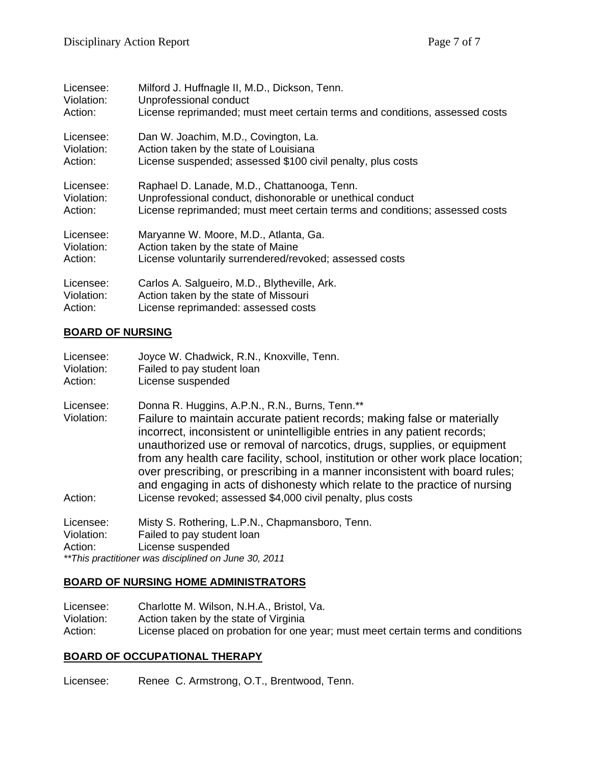Licensee: Milford J. Huffnagle II, M.D., Dickson, Tenn.
Violation: Unprofessional conduct
Action: License reprimanded; must meet certain terms and conditions, assessed costs

Licensee: Dan W. Joachim, M.D., Covington, La.
Violation: Action taken by the state of Louisiana
Action: License suspended; assessed $100 civil penalty, plus costs

Licensee: Raphael D. Lanade, M.D., Chattanooga, Tenn.
Violation: Unprofessional conduct, dishonorable or unethical conduct
Action: License reprimanded; must meet certain terms and conditions; assessed costs

Licensee: Maryanne W. Moore, M.D., Atlanta, Ga.
Violation: Action taken by the state of Maine
Action: License voluntarily surrendered/revoked; assessed costs

Licensee: Carlos A. Salgueiro, M.D., Blytheville, Ark.
Violation: Action taken by the state of Missouri
Action: License reprimanded: assessed costs

## BOARD OF NURSING

Licensee: Joyce W. Chadwick, R.N., Knoxville, Tenn.
Violation: Failed to pay student loan
Action: License suspended

Licensee: Donna R. Huggins, A.P.N., R.N., Burns, Tenn.**
Violation: Failure to maintain accurate patient records; making false or materially incorrect, inconsistent or unintelligible entries in any patient records; unauthorized use or removal of narcotics, drugs, supplies, or equipment from any health care facility, school, institution or other work place location; over prescribing, or prescribing in a manner inconsistent with board rules; and engaging in acts of dishonesty which relate to the practice of nursing
Action: License revoked; assessed $4,000 civil penalty, plus costs

Licensee: Misty S. Rothering, L.P.N., Chapmansboro, Tenn.
Violation: Failed to pay student loan
Action: License suspended

*\*\*This practitioner was disciplined on June 30, 2011*

## BOARD OF NURSING HOME ADMINISTRATORS

Licensee: Charlotte M. Wilson, N.H.A., Bristol, Va.
Violation: Action taken by the state of Virginia
Action: License placed on probation for one year; must meet certain terms and conditions

## BOARD OF OCCUPATIONAL THERAPY

Licensee: Renee C. Armstrong, O.T., Brentwood, Tenn.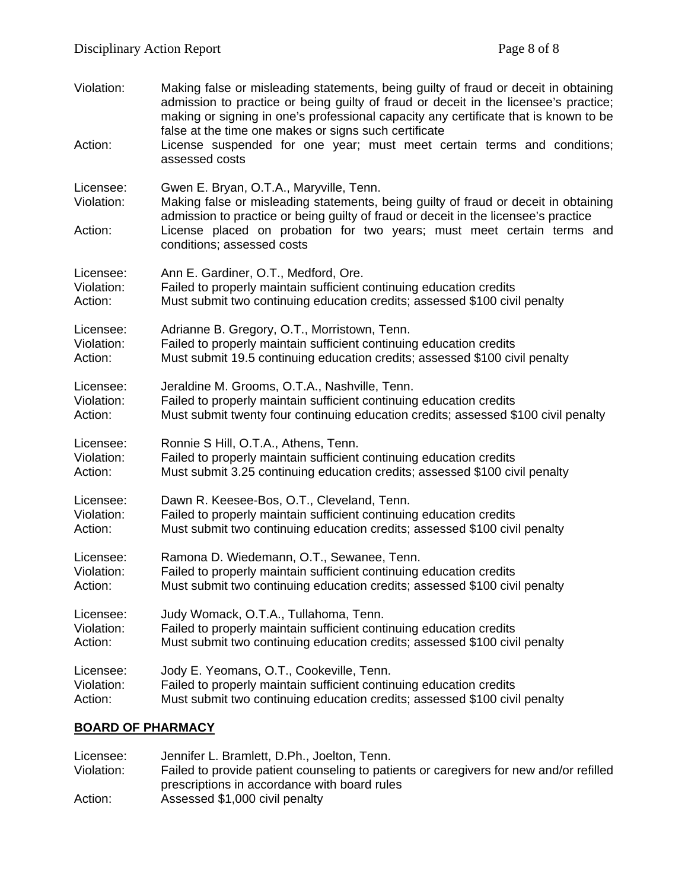Violation: Making false or misleading statements, being guilty of fraud or deceit in obtaining admission to practice or being guilty of fraud or deceit in the licensee's practice; making or signing in one's professional capacity any certificate that is known to be false at the time one makes or signs such certificate
Action: License suspended for one year; must meet certain terms and conditions; assessed costs

Licensee: Gwen E. Bryan, O.T.A., Maryville, Tenn.
Violation: Making false or misleading statements, being guilty of fraud or deceit in obtaining admission to practice or being guilty of fraud or deceit in the licensee's practice
Action: License placed on probation for two years; must meet certain terms and conditions; assessed costs

Licensee: Ann E. Gardiner, O.T., Medford, Ore.
Violation: Failed to properly maintain sufficient continuing education credits
Action: Must submit two continuing education credits; assessed $100 civil penalty

Licensee: Adrianne B. Gregory, O.T., Morristown, Tenn.
Violation: Failed to properly maintain sufficient continuing education credits
Action: Must submit 19.5 continuing education credits; assessed $100 civil penalty

Licensee: Jeraldine M. Grooms, O.T.A., Nashville, Tenn.
Violation: Failed to properly maintain sufficient continuing education credits
Action: Must submit twenty four continuing education credits; assessed $100 civil penalty

Licensee: Ronnie S Hill, O.T.A., Athens, Tenn.
Violation: Failed to properly maintain sufficient continuing education credits
Action: Must submit 3.25 continuing education credits; assessed $100 civil penalty

Licensee: Dawn R. Keesee-Bos, O.T., Cleveland, Tenn.
Violation: Failed to properly maintain sufficient continuing education credits
Action: Must submit two continuing education credits; assessed $100 civil penalty

Licensee: Ramona D. Wiedemann, O.T., Sewanee, Tenn.
Violation: Failed to properly maintain sufficient continuing education credits
Action: Must submit two continuing education credits; assessed $100 civil penalty

Licensee: Judy Womack, O.T.A., Tullahoma, Tenn.
Violation: Failed to properly maintain sufficient continuing education credits
Action: Must submit two continuing education credits; assessed $100 civil penalty

Licensee: Jody E. Yeomans, O.T., Cookeville, Tenn.
Violation: Failed to properly maintain sufficient continuing education credits
Action: Must submit two continuing education credits; assessed $100 civil penalty

## BOARD OF PHARMACY

Licensee: Jennifer L. Bramlett, D.Ph., Joelton, Tenn.
Violation: Failed to provide patient counseling to patients or caregivers for new and/or refilled prescriptions in accordance with board rules
Action: Assessed $1,000 civil penalty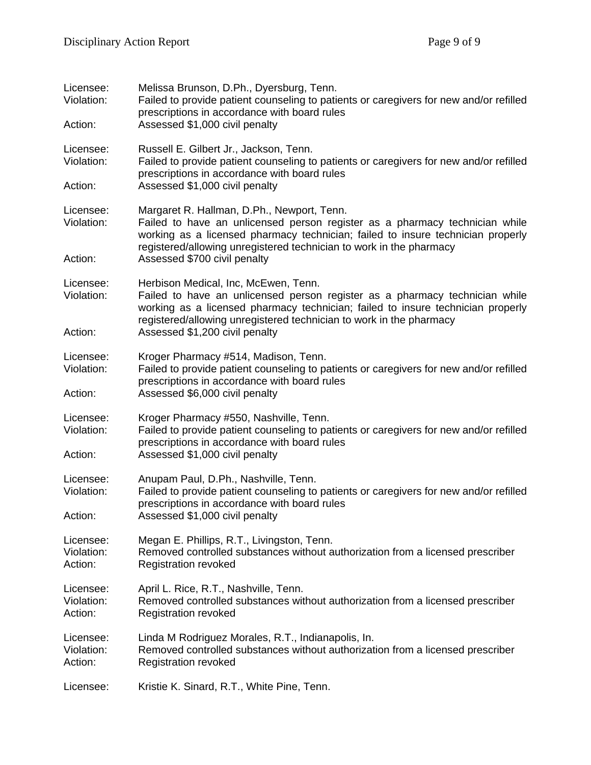Licensee: Melissa Brunson, D.Ph., Dyersburg, Tenn.
Violation: Failed to provide patient counseling to patients or caregivers for new and/or refilled prescriptions in accordance with board rules
Action: Assessed $1,000 civil penalty

Licensee: Russell E. Gilbert Jr., Jackson, Tenn.
Violation: Failed to provide patient counseling to patients or caregivers for new and/or refilled prescriptions in accordance with board rules
Action: Assessed $1,000 civil penalty

Licensee: Margaret R. Hallman, D.Ph., Newport, Tenn.
Violation: Failed to have an unlicensed person register as a pharmacy technician while working as a licensed pharmacy technician; failed to insure technician properly registered/allowing unregistered technician to work in the pharmacy
Action: Assessed $700 civil penalty

Licensee: Herbison Medical, Inc, McEwen, Tenn.
Violation: Failed to have an unlicensed person register as a pharmacy technician while working as a licensed pharmacy technician; failed to insure technician properly registered/allowing unregistered technician to work in the pharmacy
Action: Assessed $1,200 civil penalty

Licensee: Kroger Pharmacy #514, Madison, Tenn.
Violation: Failed to provide patient counseling to patients or caregivers for new and/or refilled prescriptions in accordance with board rules
Action: Assessed $6,000 civil penalty

Licensee: Kroger Pharmacy #550, Nashville, Tenn.
Violation: Failed to provide patient counseling to patients or caregivers for new and/or refilled prescriptions in accordance with board rules
Action: Assessed $1,000 civil penalty

Licensee: Anupam Paul, D.Ph., Nashville, Tenn.
Violation: Failed to provide patient counseling to patients or caregivers for new and/or refilled prescriptions in accordance with board rules
Action: Assessed $1,000 civil penalty

Licensee: Megan E. Phillips, R.T., Livingston, Tenn.
Violation: Removed controlled substances without authorization from a licensed prescriber
Action: Registration revoked

Licensee: April L. Rice, R.T., Nashville, Tenn.
Violation: Removed controlled substances without authorization from a licensed prescriber
Action: Registration revoked

Licensee: Linda M Rodriguez Morales, R.T., Indianapolis, In.
Violation: Removed controlled substances without authorization from a licensed prescriber
Action: Registration revoked

Licensee: Kristie K. Sinard, R.T., White Pine, Tenn.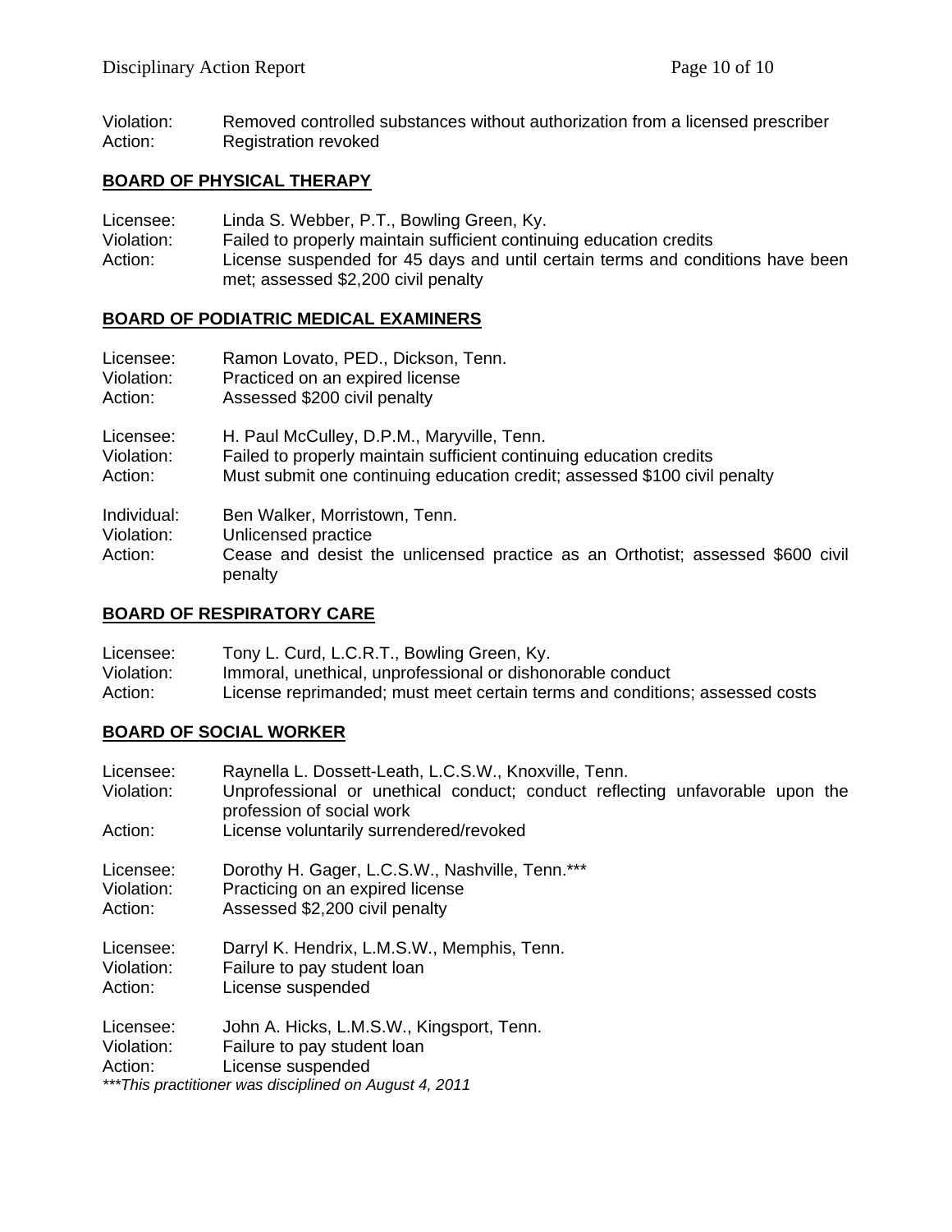Violation: Removed controlled substances without authorization from a licensed prescriber
Action: Registration revoked

**BOARD OF PHYSICAL THERAPY**

Licensee: Linda S. Webber, P.T., Bowling Green, Ky.
Violation: Failed to properly maintain sufficient continuing education credits
Action: License suspended for 45 days and until certain terms and conditions have been met; assessed $2,200 civil penalty

**BOARD OF PODIATRIC MEDICAL EXAMINERS**

Licensee: Ramon Lovato, PED., Dickson, Tenn.
Violation: Practiced on an expired license
Action: Assessed $200 civil penalty

Licensee: H. Paul McCulley, D.P.M., Maryville, Tenn.
Violation: Failed to properly maintain sufficient continuing education credits
Action: Must submit one continuing education credit; assessed $100 civil penalty

Individual: Ben Walker, Morristown, Tenn.
Violation: Unlicensed practice
Action: Cease and desist the unlicensed practice as an Orthotist; assessed $600 civil penalty

**BOARD OF RESPIRATORY CARE**

Licensee: Tony L. Curd, L.C.R.T., Bowling Green, Ky.
Violation: Immoral, unethical, unprofessional or dishonorable conduct
Action: License reprimanded; must meet certain terms and conditions; assessed costs

**BOARD OF SOCIAL WORKER**

Licensee: Raynella L. Dossett-Leath, L.C.S.W., Knoxville, Tenn.
Violation: Unprofessional or unethical conduct; conduct reflecting unfavorable upon the profession of social work
Action: License voluntarily surrendered/revoked

Licensee: Dorothy H. Gager, L.C.S.W., Nashville, Tenn.***
Violation: Practicing on an expired license
Action: Assessed $2,200 civil penalty

Licensee: Darryl K. Hendrix, L.M.S.W., Memphis, Tenn.
Violation: Failure to pay student loan
Action: License suspended

Licensee: John A. Hicks, L.M.S.W., Kingsport, Tenn.
Violation: Failure to pay student loan
Action: License suspended

****This practitioner was disciplined on August 4, 2011*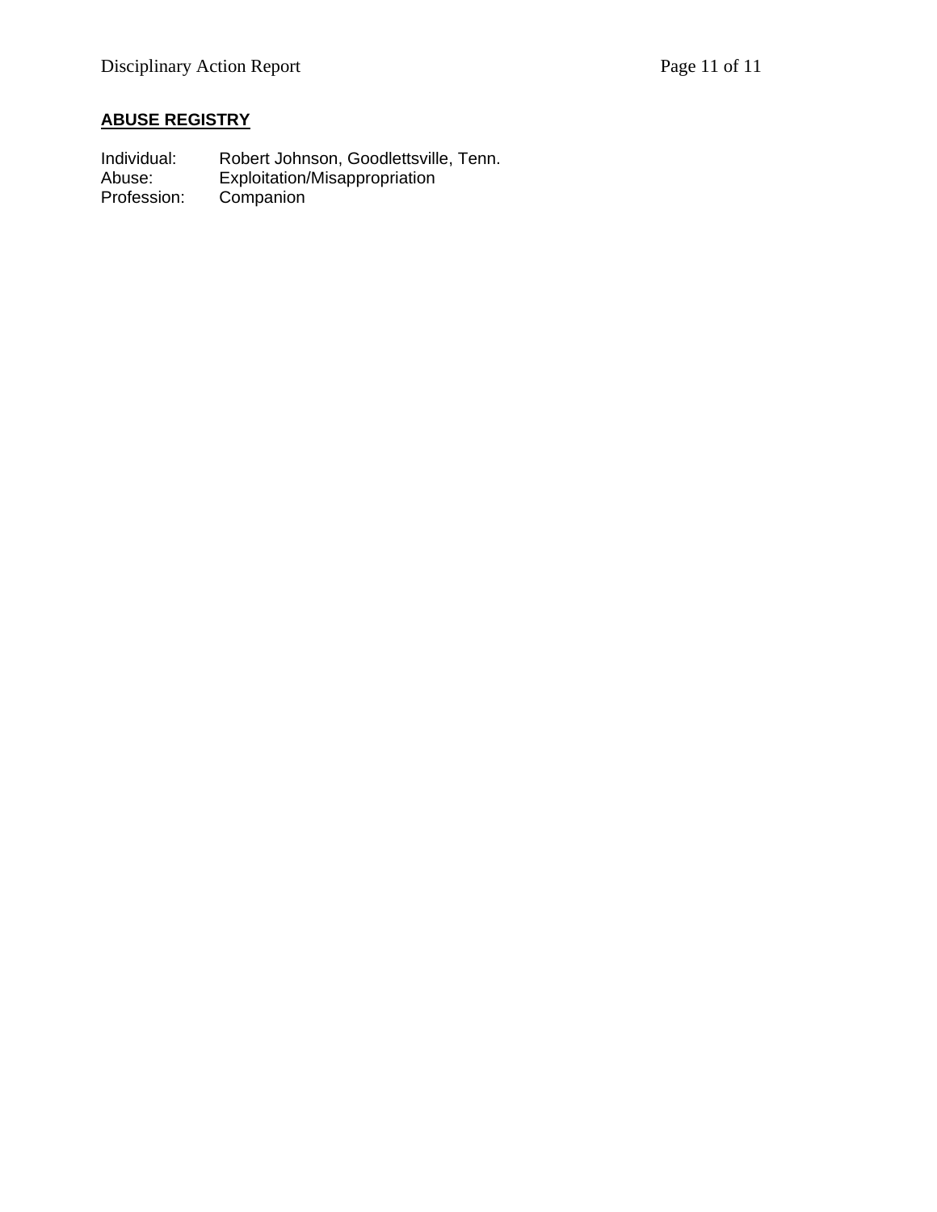**ABUSE REGISTRY**

Individual: Robert Johnson, Goodlettsville, Tenn.
Abuse: Exploitation/Misappropriation
Profession: Companion